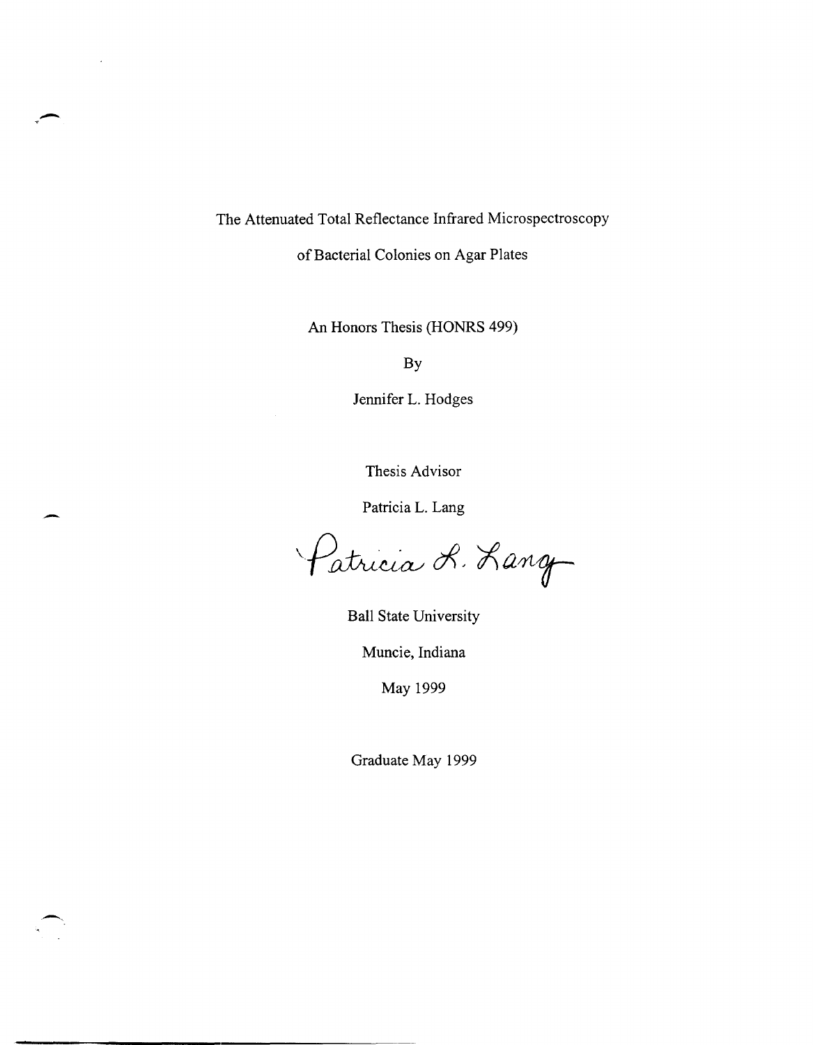# The Attenuated Total Reflectance Infrared Microspectroscopy of Bacterial Colonies on Agar Plates

An Honors Thesis (HONRS 499)

By

Jennifer L. Hodges

Thesis Advisor

Patricia L. Lang

*Patricia L. Lang*

Ball State University

Muncie, Indiana

May 1999

Graduate May 1999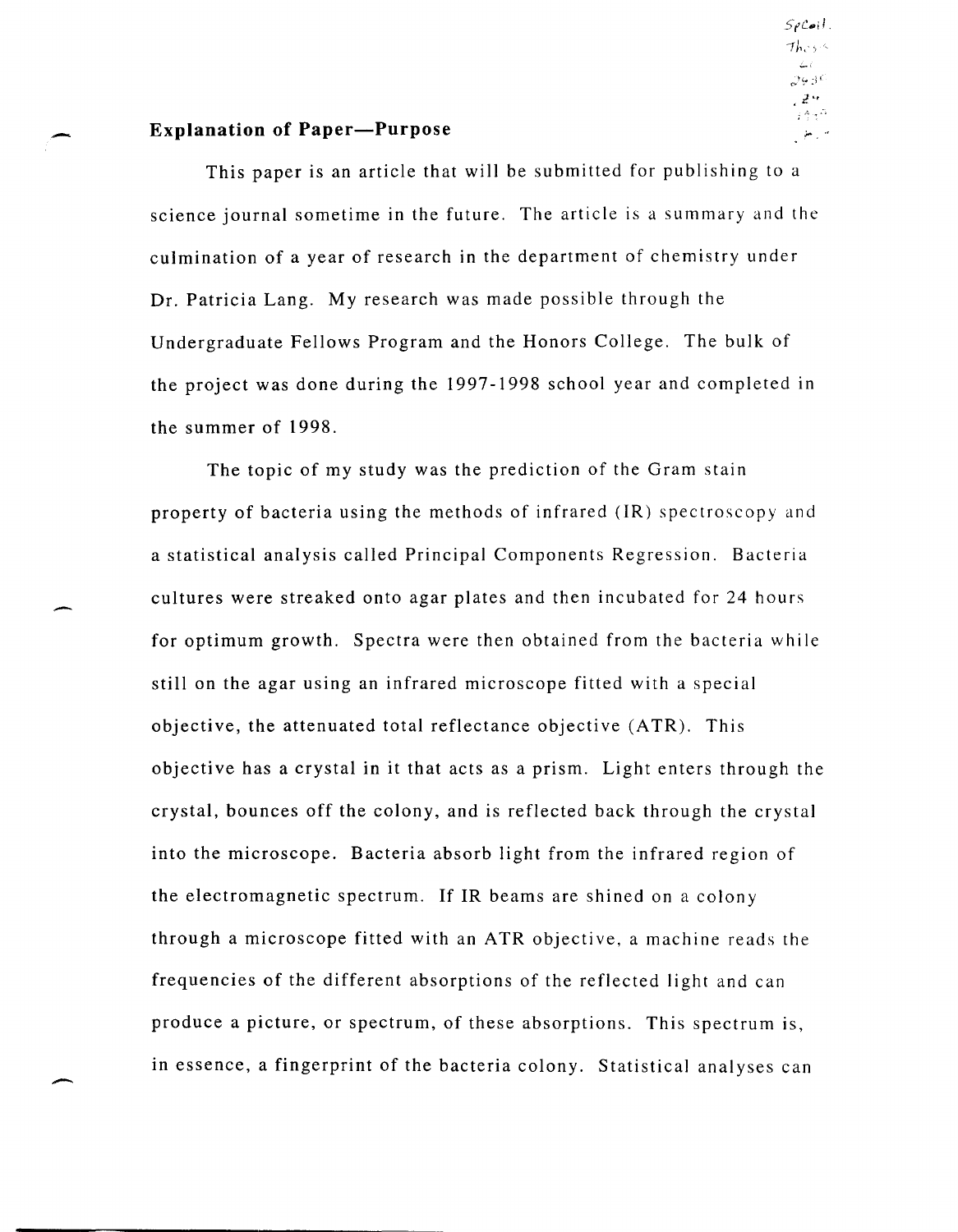## Explanation of Paper—Purpose

This paper is an article that will be submitted for publishing to a science journal sometime in the future. The article is a summary and the culmination of a year of research in the department of chemistry under Dr. Patricia Lang. My research was made possible through the Undergraduate Fellows Program and the Honors College. The bulk of the project was done during the 1997-1998 school year and completed in the summer of 1998.

The topic of my study was the prediction of the Gram stain property of bacteria using the methods of infrared (IR) spectroscopy and a statistical analysis called Principal Components Regression. Bacteria cultures were streaked onto agar plates and then incubated for 24 hours for optimum growth. Spectra were then obtained from the bacteria while still on the agar using an infrared microscope fitted with a special objective, the attenuated total reflectance objective (ATR). This objective has a crystal in it that acts as a prism. Light enters through the crystal, bounces off the colony, and is reflected back through the crystal into the microscope. Bacteria absorb light from the infrared region of the electromagnetic spectrum. If IR beams are shined on a colony through a microscope fitted with an ATR objective, a machine reads the frequencies of the different absorptions of the reflected light and can produce a picture, or spectrum, of these absorptions. This spectrum is, in essence, a fingerprint of the bacteria colony. Statistical analyses can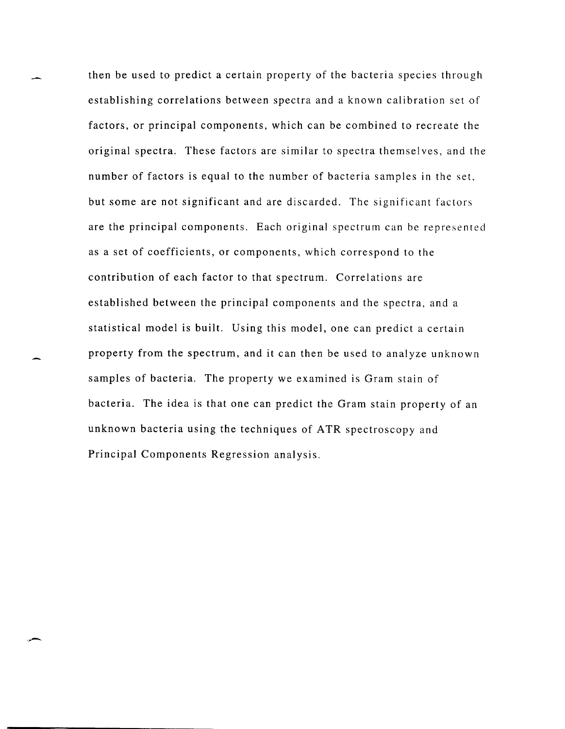then be used to predict a certain property of the bacteria species through establishing correlations between spectra and a known calibration set of factors, or principal components, which can be combined to recreate the original spectra. These factors are similar to spectra themselves, and the number of factors is equal to the number of bacteria samples in the set, but some are not significant and are discarded. The significant factors are the principal components. Each original spectrum can be represented as a set of coefficients, or components, which correspond to the contribution of each factor to that spectrum. Correlations are established between the principal components and the spectra, and a statistical model is built. Using this model, one can predict a certain property from the spectrum, and it can then be used to analyze unknown samples of bacteria. The property we examined is Gram stain of bacteria. The idea is that one can predict the Gram stain property of an unknown bacteria using the techniques of ATR spectroscopy and Principal Components Regression analysis.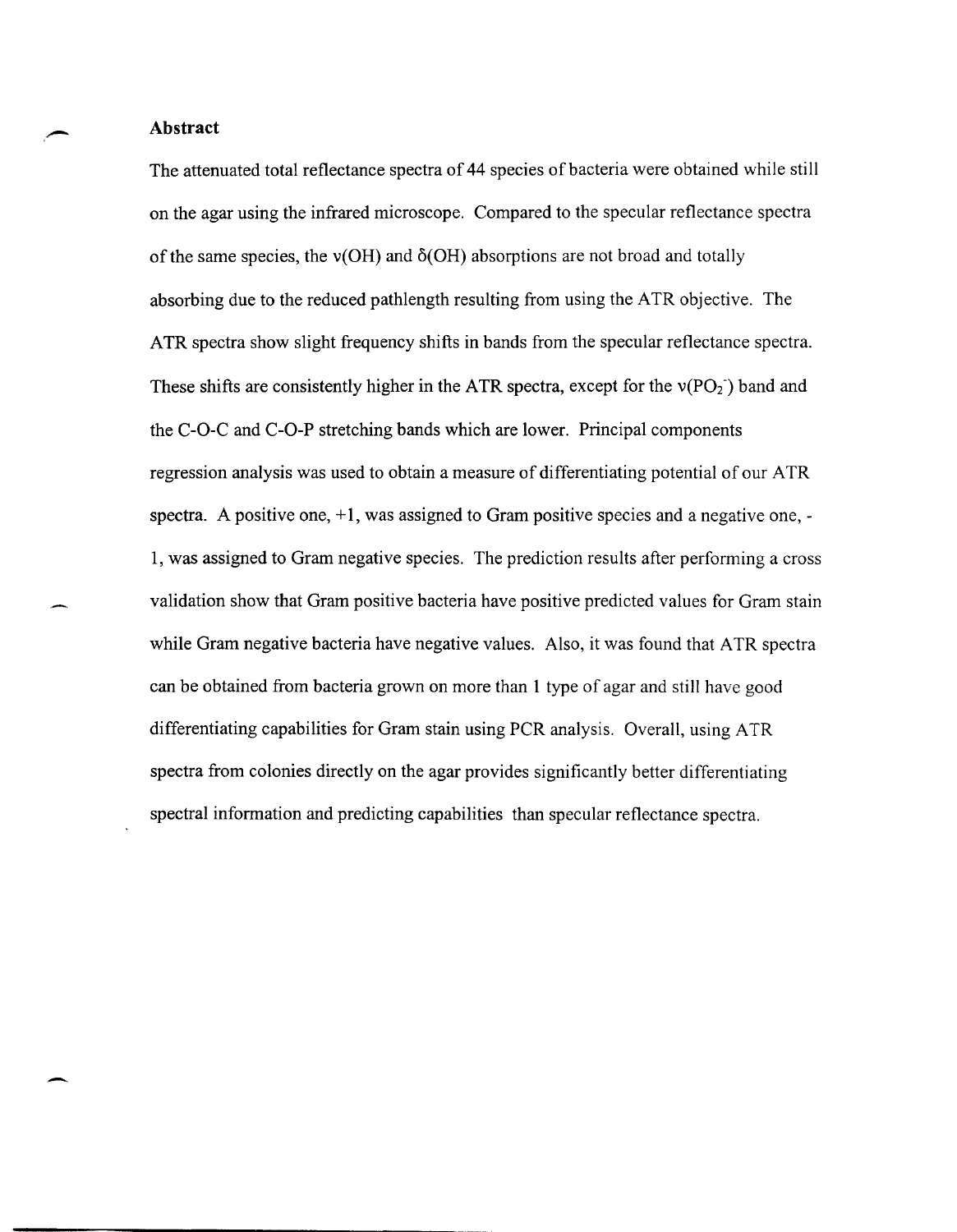## Abstract

The attenuated total reflectance spectra of 44 species of bacteria were obtained while still on the agar using the infrared microscope. Compared to the specular reflectance spectra of the same species, the $\nu(OH)$ and $\delta(OH)$ absorptions are not broad and totally absorbing due to the reduced pathlength resulting from using the ATR objective. The ATR spectra show slight frequency shifts in bands from the specular reflectance spectra. These shifts are consistently higher in the ATR spectra, except for the $\nu(PO_2^-)$ band and the C-O-C and C-O-P stretching bands which are lower. Principal components regression analysis was used to obtain a measure of differentiating potential of our ATR spectra. A positive one, +1, was assigned to Gram positive species and a negative one, -1, was assigned to Gram negative species. The prediction results after performing a cross validation show that Gram positive bacteria have positive predicted values for Gram stain while Gram negative bacteria have negative values. Also, it was found that ATR spectra can be obtained from bacteria grown on more than 1 type of agar and still have good differentiating capabilities for Gram stain using PCR analysis. Overall, using ATR spectra from colonies directly on the agar provides significantly better differentiating spectral information and predicting capabilities than specular reflectance spectra.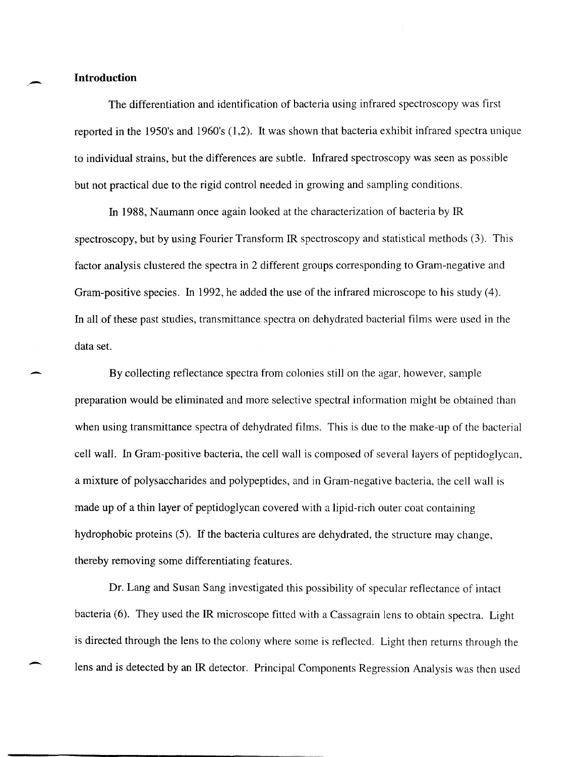## Introduction

The differentiation and identification of bacteria using infrared spectroscopy was first reported in the 1950's and 1960's (1,2). It was shown that bacteria exhibit infrared spectra unique to individual strains, but the differences are subtle. Infrared spectroscopy was seen as possible but not practical due to the rigid control needed in growing and sampling conditions.

In 1988, Naumann once again looked at the characterization of bacteria by IR spectroscopy, but by using Fourier Transform IR spectroscopy and statistical methods (3). This factor analysis clustered the spectra in 2 different groups corresponding to Gram-negative and Gram-positive species. In 1992, he added the use of the infrared microscope to his study (4). In all of these past studies, transmittance spectra on dehydrated bacterial films were used in the data set.

By collecting reflectance spectra from colonies still on the agar, however, sample preparation would be eliminated and more selective spectral information might be obtained than when using transmittance spectra of dehydrated films. This is due to the make-up of the bacterial cell wall. In Gram-positive bacteria, the cell wall is composed of several layers of peptidoglycan, a mixture of polysaccharides and polypeptides, and in Gram-negative bacteria, the cell wall is made up of a thin layer of peptidoglycan covered with a lipid-rich outer coat containing hydrophobic proteins (5). If the bacteria cultures are dehydrated, the structure may change, thereby removing some differentiating features.

Dr. Lang and Susan Sang investigated this possibility of specular reflectance of intact bacteria (6). They used the IR microscope fitted with a Cassagrain lens to obtain spectra. Light is directed through the lens to the colony where some is reflected. Light then returns through the lens and is detected by an IR detector. Principal Components Regression Analysis was then used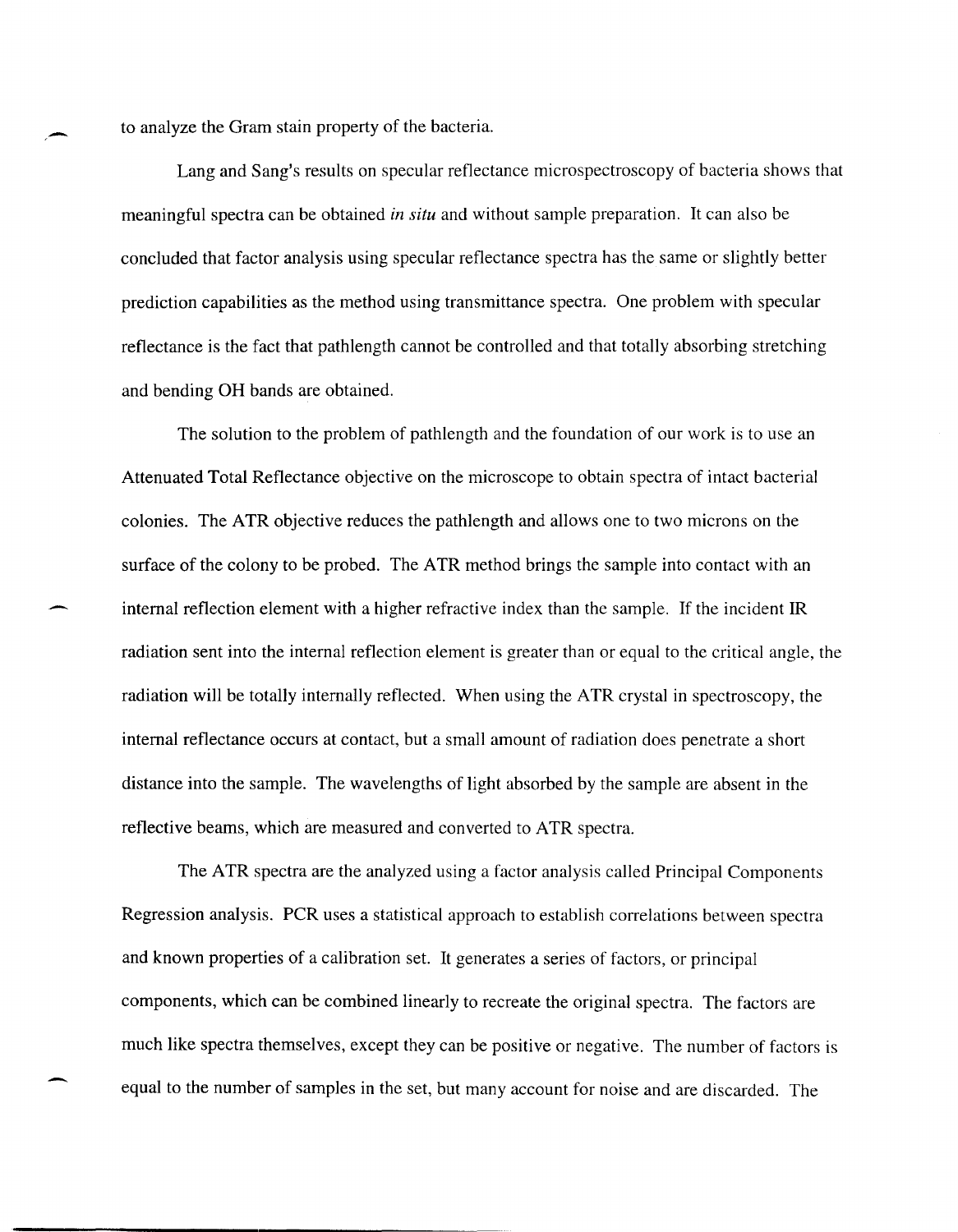to analyze the Gram stain property of the bacteria.

Lang and Sang's results on specular reflectance microspectroscopy of bacteria shows that meaningful spectra can be obtained *in situ* and without sample preparation. It can also be concluded that factor analysis using specular reflectance spectra has the same or slightly better prediction capabilities as the method using transmittance spectra. One problem with specular reflectance is the fact that pathlength cannot be controlled and that totally absorbing stretching and bending OH bands are obtained.

The solution to the problem of pathlength and the foundation of our work is to use an Attenuated Total Reflectance objective on the microscope to obtain spectra of intact bacterial colonies. The ATR objective reduces the pathlength and allows one to two microns on the surface of the colony to be probed. The ATR method brings the sample into contact with an internal reflection element with a higher refractive index than the sample. If the incident IR radiation sent into the internal reflection element is greater than or equal to the critical angle, the radiation will be totally internally reflected. When using the ATR crystal in spectroscopy, the internal reflectance occurs at contact, but a small amount of radiation does penetrate a short distance into the sample. The wavelengths of light absorbed by the sample are absent in the reflective beams, which are measured and converted to ATR spectra.

The ATR spectra are the analyzed using a factor analysis called Principal Components Regression analysis. PCR uses a statistical approach to establish correlations between spectra and known properties of a calibration set. It generates a series of factors, or principal components, which can be combined linearly to recreate the original spectra. The factors are much like spectra themselves, except they can be positive or negative. The number of factors is equal to the number of samples in the set, but many account for noise and are discarded. The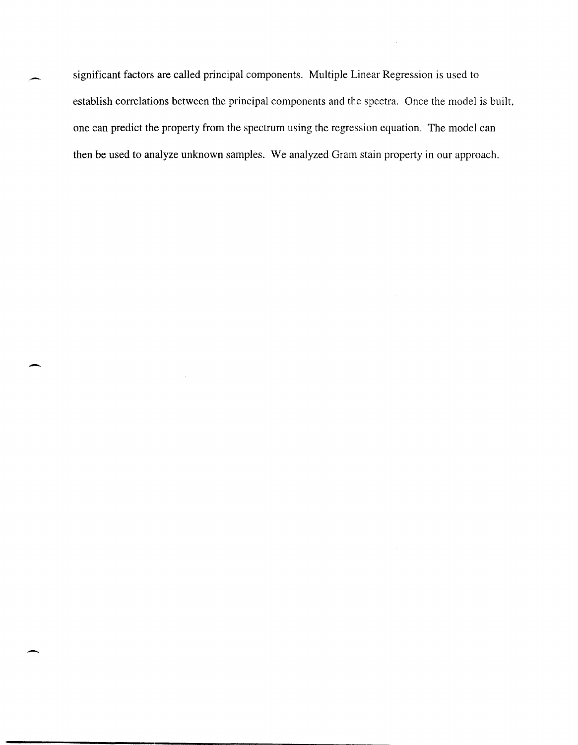significant factors are called principal components. Multiple Linear Regression is used to establish correlations between the principal components and the spectra. Once the model is built, one can predict the property from the spectrum using the regression equation. The model can then be used to analyze unknown samples. We analyzed Gram stain property in our approach.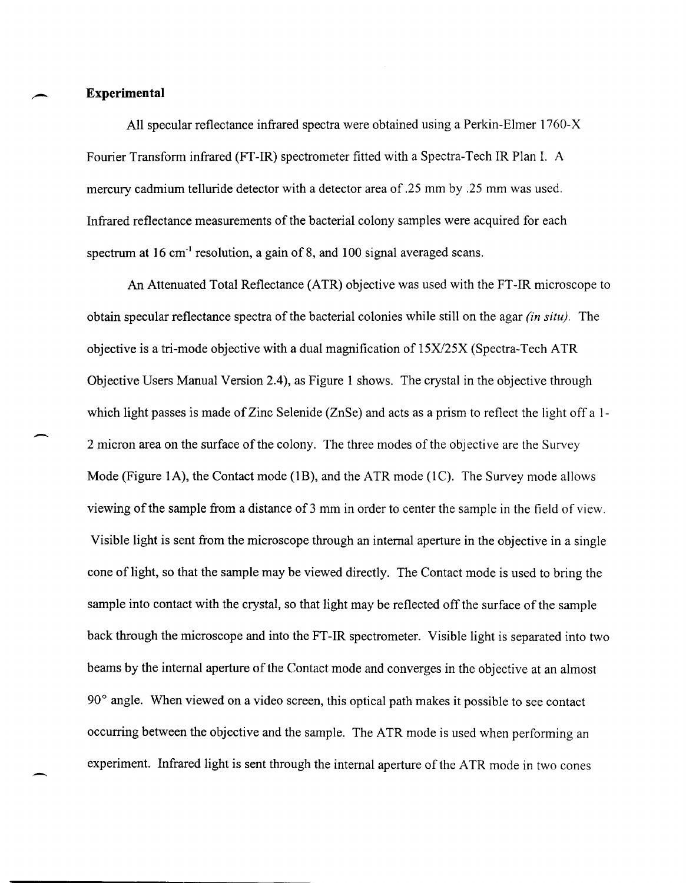## Experimental

All specular reflectance infrared spectra were obtained using a Perkin-Elmer 1760-X Fourier Transform infrared (FT-IR) spectrometer fitted with a Spectra-Tech IR Plan I. A mercury cadmium telluride detector with a detector area of .25 mm by .25 mm was used. Infrared reflectance measurements of the bacterial colony samples were acquired for each spectrum at 16 $cm^{-1}$ resolution, a gain of 8, and 100 signal averaged scans.

An Attenuated Total Reflectance (ATR) objective was used with the FT-IR microscope to obtain specular reflectance spectra of the bacterial colonies while still on the agar *(in situ)*. The objective is a tri-mode objective with a dual magnification of 15X/25X (Spectra-Tech ATR Objective Users Manual Version 2.4), as Figure 1 shows. The crystal in the objective through which light passes is made of Zinc Selenide (ZnSe) and acts as a prism to reflect the light off a 1-2 micron area on the surface of the colony. The three modes of the objective are the Survey Mode (Figure 1A), the Contact mode (1B), and the ATR mode (1C). The Survey mode allows viewing of the sample from a distance of 3 mm in order to center the sample in the field of view. Visible light is sent from the microscope through an internal aperture in the objective in a single cone of light, so that the sample may be viewed directly. The Contact mode is used to bring the sample into contact with the crystal, so that light may be reflected off the surface of the sample back through the microscope and into the FT-IR spectrometer. Visible light is separated into two beams by the internal aperture of the Contact mode and converges in the objective at an almost 90° angle. When viewed on a video screen, this optical path makes it possible to see contact occurring between the objective and the sample. The ATR mode is used when performing an experiment. Infrared light is sent through the internal aperture of the ATR mode in two cones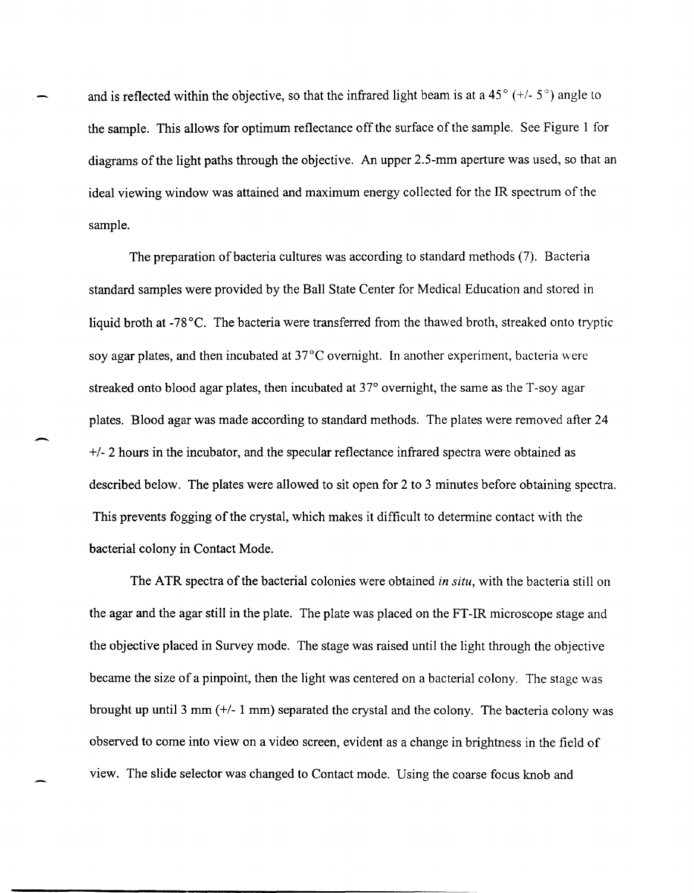and is reflected within the objective, so that the infrared light beam is at a 45° (+/- 5°) angle to the sample. This allows for optimum reflectance off the surface of the sample. See Figure 1 for diagrams of the light paths through the objective. An upper 2.5-mm aperture was used, so that an ideal viewing window was attained and maximum energy collected for the IR spectrum of the sample.

The preparation of bacteria cultures was according to standard methods (7). Bacteria standard samples were provided by the Ball State Center for Medical Education and stored in liquid broth at -78°C. The bacteria were transferred from the thawed broth, streaked onto tryptic soy agar plates, and then incubated at 37°C overnight. In another experiment, bacteria were streaked onto blood agar plates, then incubated at 37° overnight, the same as the T-soy agar plates. Blood agar was made according to standard methods. The plates were removed after 24 +/- 2 hours in the incubator, and the specular reflectance infrared spectra were obtained as described below. The plates were allowed to sit open for 2 to 3 minutes before obtaining spectra. This prevents fogging of the crystal, which makes it difficult to determine contact with the bacterial colony in Contact Mode.

The ATR spectra of the bacterial colonies were obtained *in situ*, with the bacteria still on the agar and the agar still in the plate. The plate was placed on the FT-IR microscope stage and the objective placed in Survey mode. The stage was raised until the light through the objective became the size of a pinpoint, then the light was centered on a bacterial colony. The stage was brought up until 3 mm (+/- 1 mm) separated the crystal and the colony. The bacteria colony was observed to come into view on a video screen, evident as a change in brightness in the field of view. The slide selector was changed to Contact mode. Using the coarse focus knob and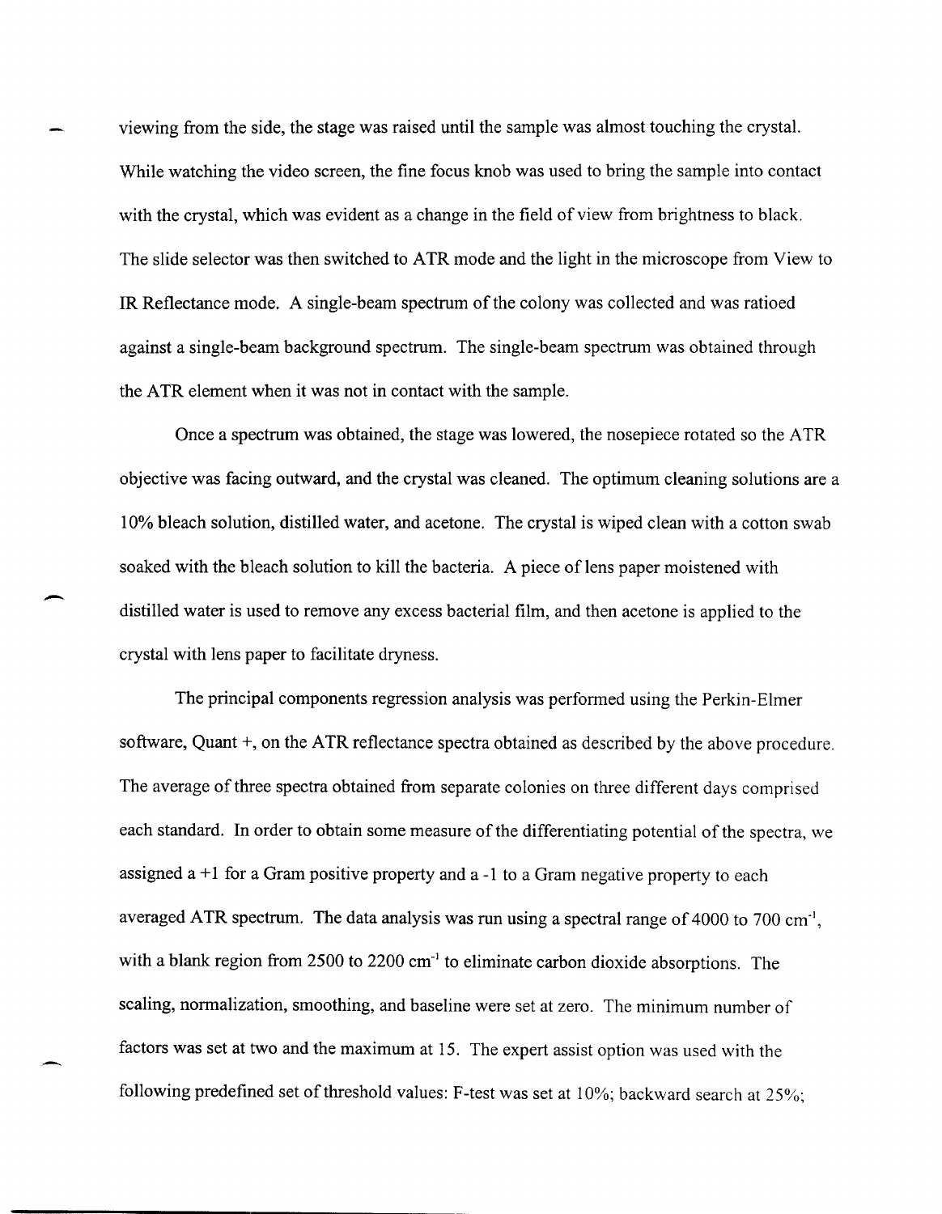viewing from the side, the stage was raised until the sample was almost touching the crystal. While watching the video screen, the fine focus knob was used to bring the sample into contact with the crystal, which was evident as a change in the field of view from brightness to black. The slide selector was then switched to ATR mode and the light in the microscope from View to IR Reflectance mode. A single-beam spectrum of the colony was collected and was ratioed against a single-beam background spectrum. The single-beam spectrum was obtained through the ATR element when it was not in contact with the sample.

Once a spectrum was obtained, the stage was lowered, the nosepiece rotated so the ATR objective was facing outward, and the crystal was cleaned. The optimum cleaning solutions are a 10% bleach solution, distilled water, and acetone. The crystal is wiped clean with a cotton swab soaked with the bleach solution to kill the bacteria. A piece of lens paper moistened with distilled water is used to remove any excess bacterial film, and then acetone is applied to the crystal with lens paper to facilitate dryness.

The principal components regression analysis was performed using the Perkin-Elmer software, Quant +, on the ATR reflectance spectra obtained as described by the above procedure. The average of three spectra obtained from separate colonies on three different days comprised each standard. In order to obtain some measure of the differentiating potential of the spectra, we assigned a +1 for a Gram positive property and a -1 to a Gram negative property to each averaged ATR spectrum. The data analysis was run using a spectral range of 4000 to 700 $cm^{-1}$, with a blank region from 2500 to 2200 $cm^{-1}$ to eliminate carbon dioxide absorptions. The scaling, normalization, smoothing, and baseline were set at zero. The minimum number of factors was set at two and the maximum at 15. The expert assist option was used with the following predefined set of threshold values: F-test was set at 10%; backward search at 25%;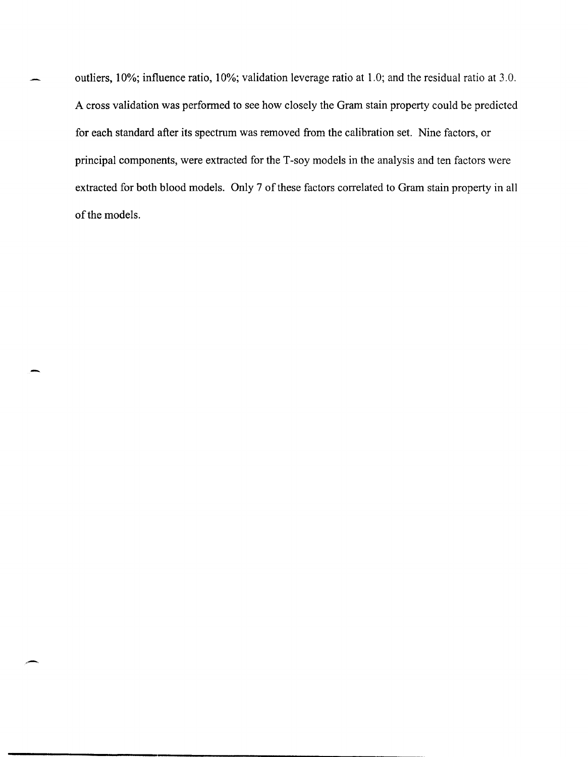outliers, 10%; influence ratio, 10%; validation leverage ratio at 1.0; and the residual ratio at 3.0. A cross validation was performed to see how closely the Gram stain property could be predicted for each standard after its spectrum was removed from the calibration set. Nine factors, or principal components, were extracted for the T-soy models in the analysis and ten factors were extracted for both blood models. Only 7 of these factors correlated to Gram stain property in all of the models.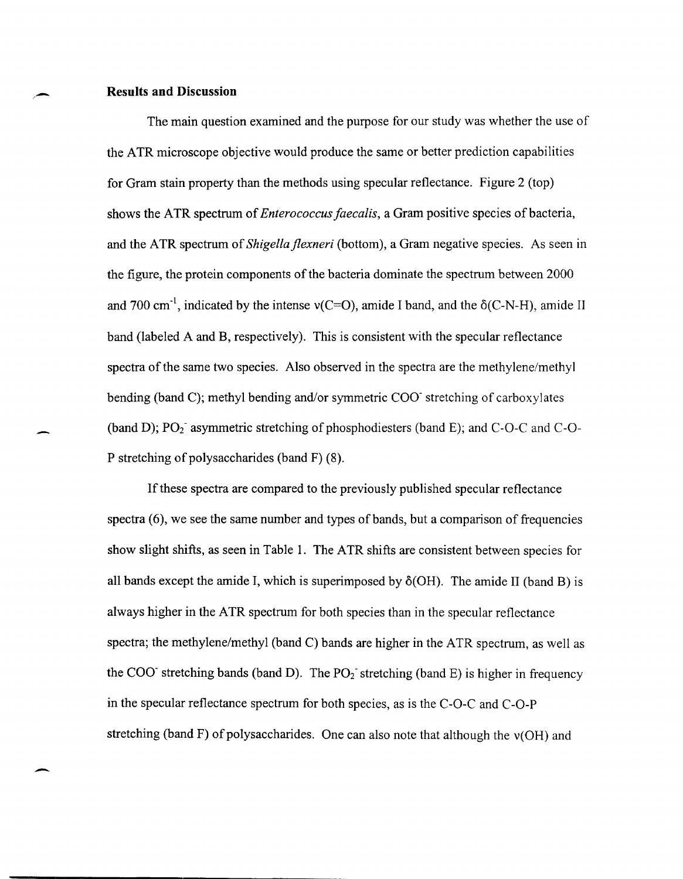## Results and Discussion

The main question examined and the purpose for our study was whether the use of the ATR microscope objective would produce the same or better prediction capabilities for Gram stain property than the methods using specular reflectance. Figure 2 (top) shows the ATR spectrum of *Enterococcus faecalis*, a Gram positive species of bacteria, and the ATR spectrum of *Shigella flexneri* (bottom), a Gram negative species. As seen in the figure, the protein components of the bacteria dominate the spectrum between 2000 and 700 $cm^{-1}$, indicated by the intense $\nu$(C=O), amide I band, and the $\delta$(C-N-H), amide II band (labeled A and B, respectively). This is consistent with the specular reflectance spectra of the same two species. Also observed in the spectra are the methylene/methyl bending (band C); methyl bending and/or symmetric $COO^-$ stretching of carboxylates (band D); $PO_2^-$ asymmetric stretching of phosphodiesters (band E); and C-O-C and C-O-P stretching of polysaccharides (band F) (8).

If these spectra are compared to the previously published specular reflectance spectra (6), we see the same number and types of bands, but a comparison of frequencies show slight shifts, as seen in Table 1. The ATR shifts are consistent between species for all bands except the amide I, which is superimposed by $\delta$(OH). The amide II (band B) is always higher in the ATR spectrum for both species than in the specular reflectance spectra; the methylene/methyl (band C) bands are higher in the ATR spectrum, as well as the $COO^-$ stretching bands (band D). The $PO_2^-$ stretching (band E) is higher in frequency in the specular reflectance spectrum for both species, as is the C-O-C and C-O-P stretching (band F) of polysaccharides. One can also note that although the $\nu$(OH) and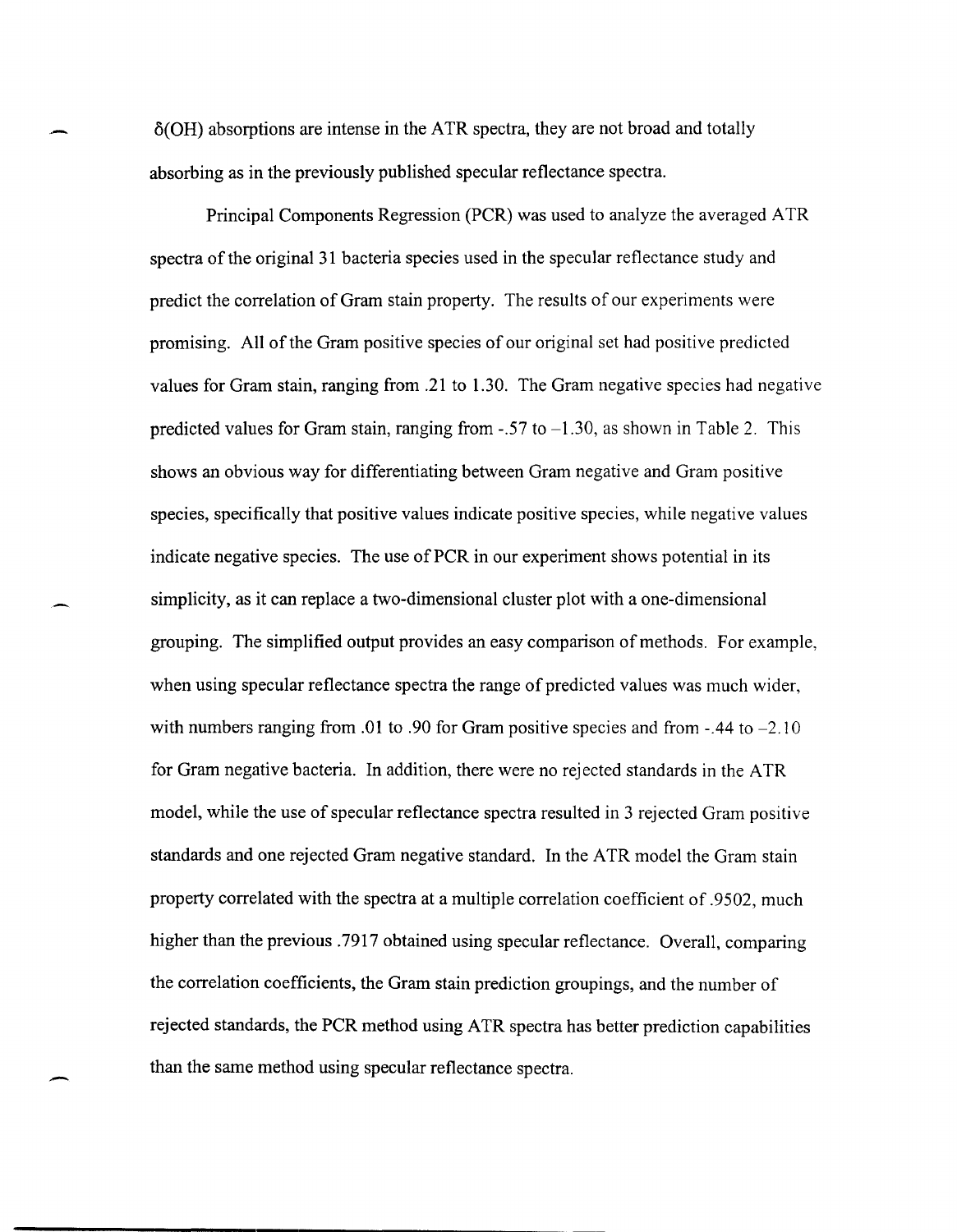$\delta$(OH) absorptions are intense in the ATR spectra, they are not broad and totally absorbing as in the previously published specular reflectance spectra.

Principal Components Regression (PCR) was used to analyze the averaged ATR spectra of the original 31 bacteria species used in the specular reflectance study and predict the correlation of Gram stain property. The results of our experiments were promising. All of the Gram positive species of our original set had positive predicted values for Gram stain, ranging from .21 to 1.30. The Gram negative species had negative predicted values for Gram stain, ranging from -.57 to –1.30, as shown in Table 2. This shows an obvious way for differentiating between Gram negative and Gram positive species, specifically that positive values indicate positive species, while negative values indicate negative species. The use of PCR in our experiment shows potential in its simplicity, as it can replace a two-dimensional cluster plot with a one-dimensional grouping. The simplified output provides an easy comparison of methods. For example, when using specular reflectance spectra the range of predicted values was much wider, with numbers ranging from .01 to .90 for Gram positive species and from -.44 to –2.10 for Gram negative bacteria. In addition, there were no rejected standards in the ATR model, while the use of specular reflectance spectra resulted in 3 rejected Gram positive standards and one rejected Gram negative standard. In the ATR model the Gram stain property correlated with the spectra at a multiple correlation coefficient of .9502, much higher than the previous .7917 obtained using specular reflectance. Overall, comparing the correlation coefficients, the Gram stain prediction groupings, and the number of rejected standards, the PCR method using ATR spectra has better prediction capabilities than the same method using specular reflectance spectra.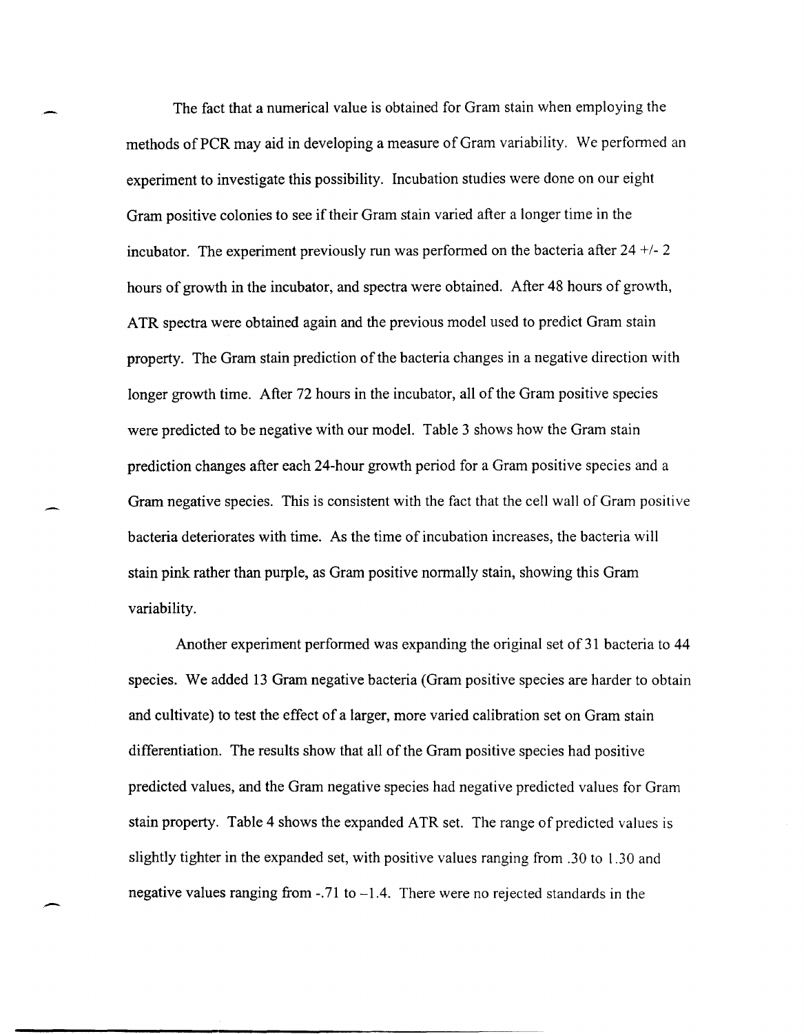The fact that a numerical value is obtained for Gram stain when employing the methods of PCR may aid in developing a measure of Gram variability. We performed an experiment to investigate this possibility. Incubation studies were done on our eight Gram positive colonies to see if their Gram stain varied after a longer time in the incubator. The experiment previously run was performed on the bacteria after 24 +/- 2 hours of growth in the incubator, and spectra were obtained. After 48 hours of growth, ATR spectra were obtained again and the previous model used to predict Gram stain property. The Gram stain prediction of the bacteria changes in a negative direction with longer growth time. After 72 hours in the incubator, all of the Gram positive species were predicted to be negative with our model. Table 3 shows how the Gram stain prediction changes after each 24-hour growth period for a Gram positive species and a Gram negative species. This is consistent with the fact that the cell wall of Gram positive bacteria deteriorates with time. As the time of incubation increases, the bacteria will stain pink rather than purple, as Gram positive normally stain, showing this Gram variability.

Another experiment performed was expanding the original set of 31 bacteria to 44 species. We added 13 Gram negative bacteria (Gram positive species are harder to obtain and cultivate) to test the effect of a larger, more varied calibration set on Gram stain differentiation. The results show that all of the Gram positive species had positive predicted values, and the Gram negative species had negative predicted values for Gram stain property. Table 4 shows the expanded ATR set. The range of predicted values is slightly tighter in the expanded set, with positive values ranging from .30 to 1.30 and negative values ranging from -.71 to –1.4. There were no rejected standards in the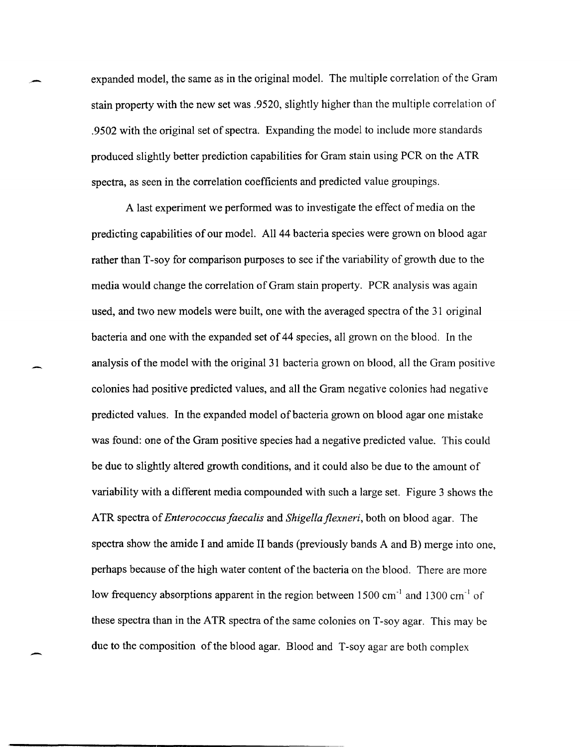expanded model, the same as in the original model. The multiple correlation of the Gram stain property with the new set was .9520, slightly higher than the multiple correlation of .9502 with the original set of spectra. Expanding the model to include more standards produced slightly better prediction capabilities for Gram stain using PCR on the ATR spectra, as seen in the correlation coefficients and predicted value groupings.

A last experiment we performed was to investigate the effect of media on the predicting capabilities of our model. All 44 bacteria species were grown on blood agar rather than T-soy for comparison purposes to see if the variability of growth due to the media would change the correlation of Gram stain property. PCR analysis was again used, and two new models were built, one with the averaged spectra of the 31 original bacteria and one with the expanded set of 44 species, all grown on the blood. In the analysis of the model with the original 31 bacteria grown on blood, all the Gram positive colonies had positive predicted values, and all the Gram negative colonies had negative predicted values. In the expanded model of bacteria grown on blood agar one mistake was found: one of the Gram positive species had a negative predicted value. This could be due to slightly altered growth conditions, and it could also be due to the amount of variability with a different media compounded with such a large set. Figure 3 shows the ATR spectra of *Enterococcus faecalis* and *Shigella flexneri*, both on blood agar. The spectra show the amide I and amide II bands (previously bands A and B) merge into one, perhaps because of the high water content of the bacteria on the blood. There are more low frequency absorptions apparent in the region between 1500 $cm^{-1}$ and 1300 $cm^{-1}$ of these spectra than in the ATR spectra of the same colonies on T-soy agar. This may be due to the composition of the blood agar. Blood and T-soy agar are both complex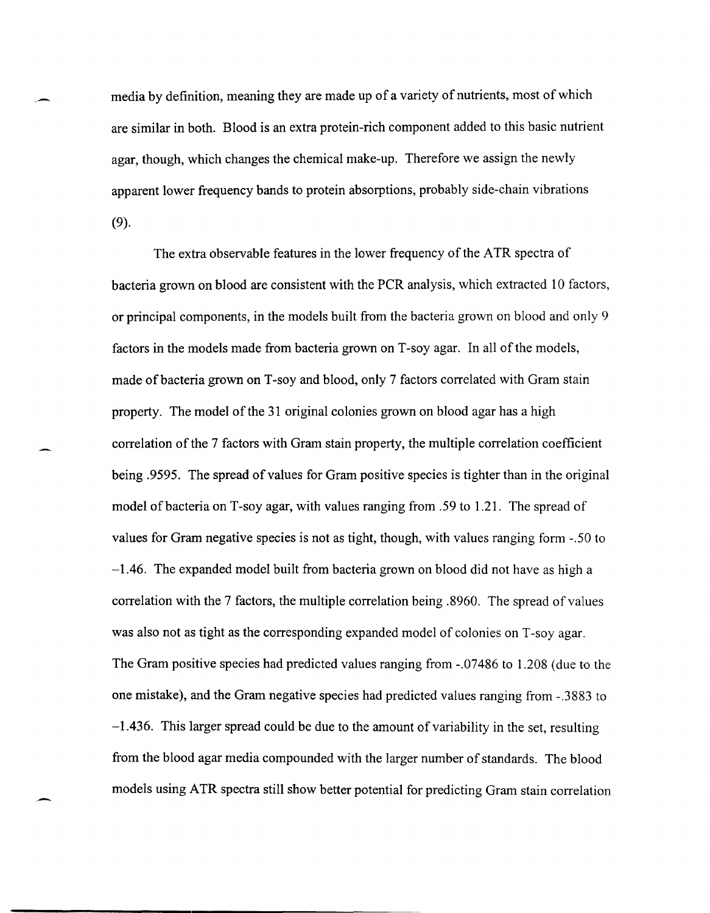media by definition, meaning they are made up of a variety of nutrients, most of which are similar in both. Blood is an extra protein-rich component added to this basic nutrient agar, though, which changes the chemical make-up. Therefore we assign the newly apparent lower frequency bands to protein absorptions, probably side-chain vibrations (9).

The extra observable features in the lower frequency of the ATR spectra of bacteria grown on blood are consistent with the PCR analysis, which extracted 10 factors, or principal components, in the models built from the bacteria grown on blood and only 9 factors in the models made from bacteria grown on T-soy agar. In all of the models, made of bacteria grown on T-soy and blood, only 7 factors correlated with Gram stain property. The model of the 31 original colonies grown on blood agar has a high correlation of the 7 factors with Gram stain property, the multiple correlation coefficient being .9595. The spread of values for Gram positive species is tighter than in the original model of bacteria on T-soy agar, with values ranging from .59 to 1.21. The spread of values for Gram negative species is not as tight, though, with values ranging form -.50 to –1.46. The expanded model built from bacteria grown on blood did not have as high a correlation with the 7 factors, the multiple correlation being .8960. The spread of values was also not as tight as the corresponding expanded model of colonies on T-soy agar. The Gram positive species had predicted values ranging from -.07486 to 1.208 (due to the one mistake), and the Gram negative species had predicted values ranging from -.3883 to –1.436. This larger spread could be due to the amount of variability in the set, resulting from the blood agar media compounded with the larger number of standards. The blood models using ATR spectra still show better potential for predicting Gram stain correlation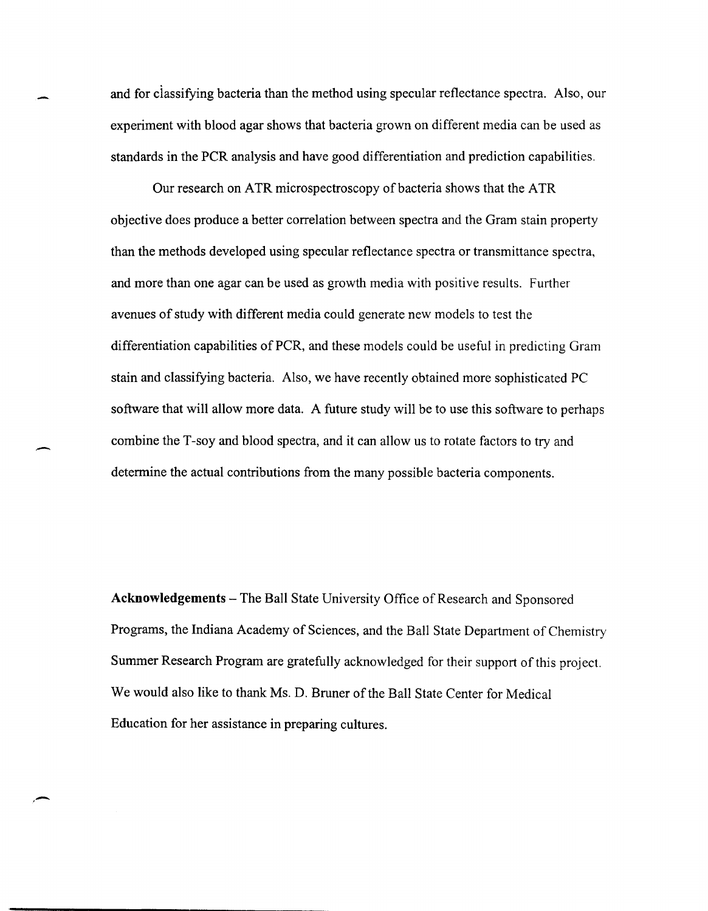and for classifying bacteria than the method using specular reflectance spectra. Also, our experiment with blood agar shows that bacteria grown on different media can be used as standards in the PCR analysis and have good differentiation and prediction capabilities.

Our research on ATR microspectroscopy of bacteria shows that the ATR objective does produce a better correlation between spectra and the Gram stain property than the methods developed using specular reflectance spectra or transmittance spectra, and more than one agar can be used as growth media with positive results. Further avenues of study with different media could generate new models to test the differentiation capabilities of PCR, and these models could be useful in predicting Gram stain and classifying bacteria. Also, we have recently obtained more sophisticated PC software that will allow more data. A future study will be to use this software to perhaps combine the T-soy and blood spectra, and it can allow us to rotate factors to try and determine the actual contributions from the many possible bacteria components.

**Acknowledgements** – The Ball State University Office of Research and Sponsored Programs, the Indiana Academy of Sciences, and the Ball State Department of Chemistry Summer Research Program are gratefully acknowledged for their support of this project. We would also like to thank Ms. D. Bruner of the Ball State Center for Medical Education for her assistance in preparing cultures.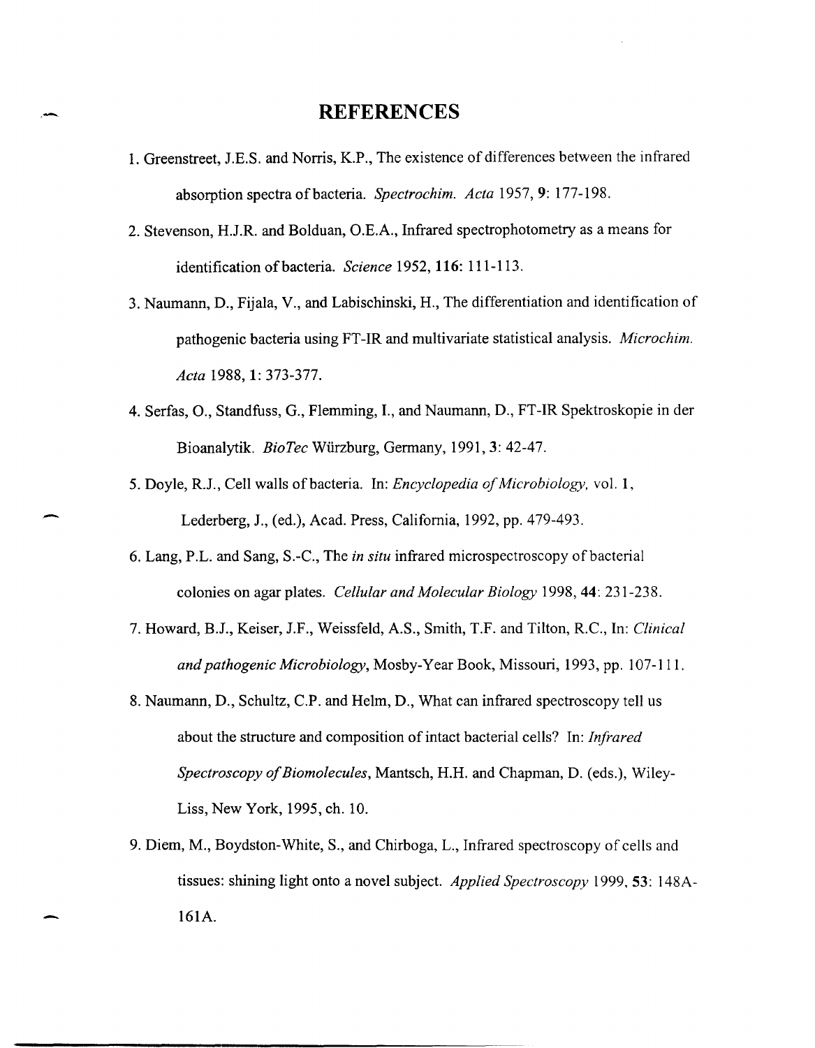# REFERENCES

1. Greenstreet, J.E.S. and Norris, K.P., The existence of differences between the infrared absorption spectra of bacteria. *Spectrochim. Acta* 1957, **9**: 177-198.

2. Stevenson, H.J.R. and Bolduan, O.E.A., Infrared spectrophotometry as a means for identification of bacteria. *Science* 1952, **116**: 111-113.

3. Naumann, D., Fijala, V., and Labischinski, H., The differentiation and identification of pathogenic bacteria using FT-IR and multivariate statistical analysis. *Microchim. Acta* 1988, **1**: 373-377.

4. Serfas, O., Standfuss, G., Flemming, I., and Naumann, D., FT-IR Spektroskopie in der Bioanalytik. *BioTec* Würzburg, Germany, 1991, **3**: 42-47.

5. Doyle, R.J., Cell walls of bacteria. In: *Encyclopedia of Microbiology,* vol. **1**, Lederberg, J., (ed.), Acad. Press, California, 1992, pp. 479-493.

6. Lang, P.L. and Sang, S.-C., The *in situ* infrared microspectroscopy of bacterial colonies on agar plates. *Cellular and Molecular Biology* 1998, **44**: 231-238.

7. Howard, B.J., Keiser, J.F., Weissfeld, A.S., Smith, T.F. and Tilton, R.C., In: *Clinical and pathogenic Microbiology*, Mosby-Year Book, Missouri, 1993, pp. 107-111.

8. Naumann, D., Schultz, C.P. and Helm, D., What can infrared spectroscopy tell us about the structure and composition of intact bacterial cells? In: *Infrared Spectroscopy of Biomolecules*, Mantsch, H.H. and Chapman, D. (eds.), Wiley-Liss, New York, 1995, ch. 10.

9. Diem, M., Boydston-White, S., and Chirboga, L., Infrared spectroscopy of cells and tissues: shining light onto a novel subject. *Applied Spectroscopy* 1999, **53**: 148A-161A.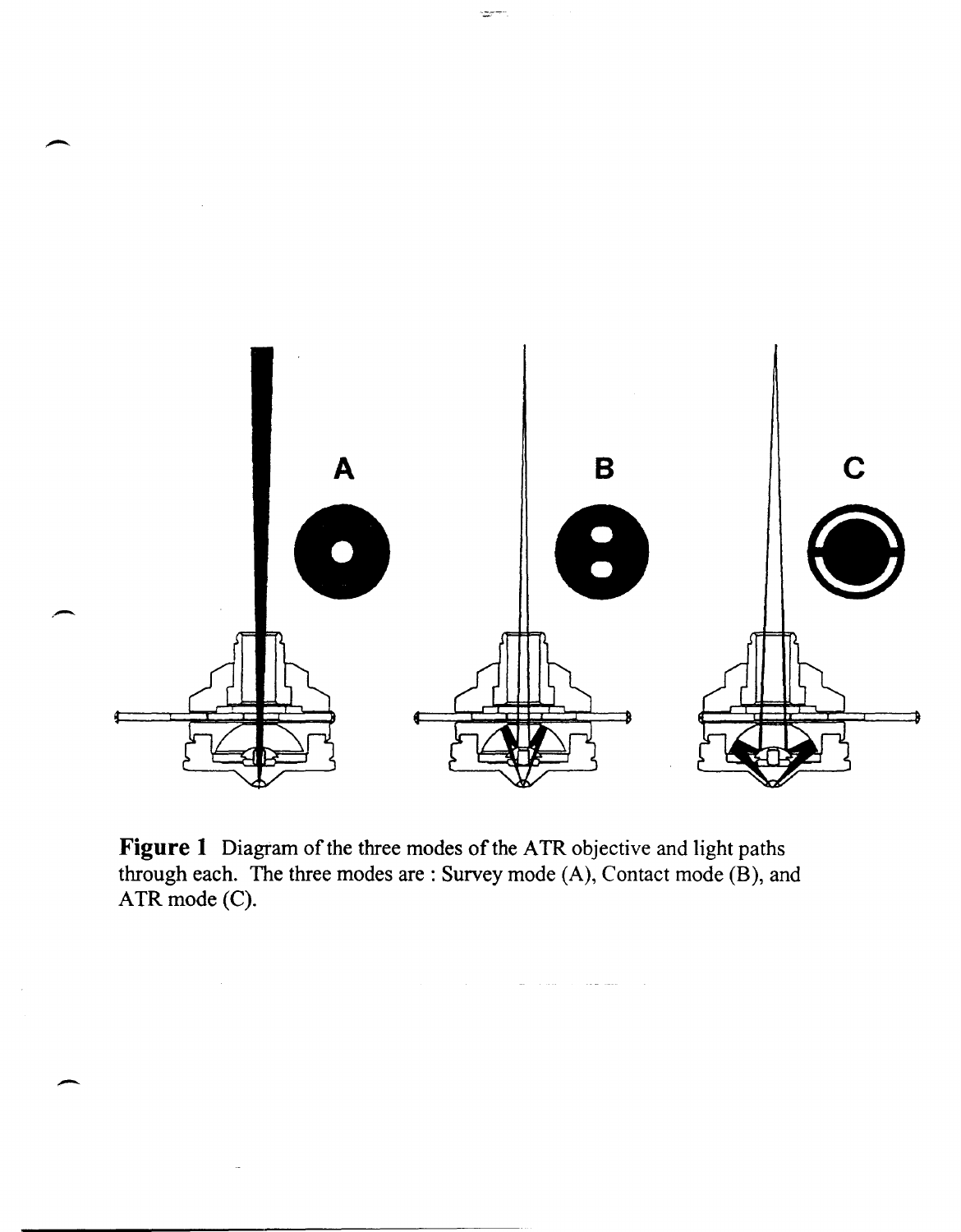**Figure 1** Diagram of the three modes of the ATR objective and light paths through each. The three modes are : Survey mode (A), Contact mode (B), and ATR mode (C).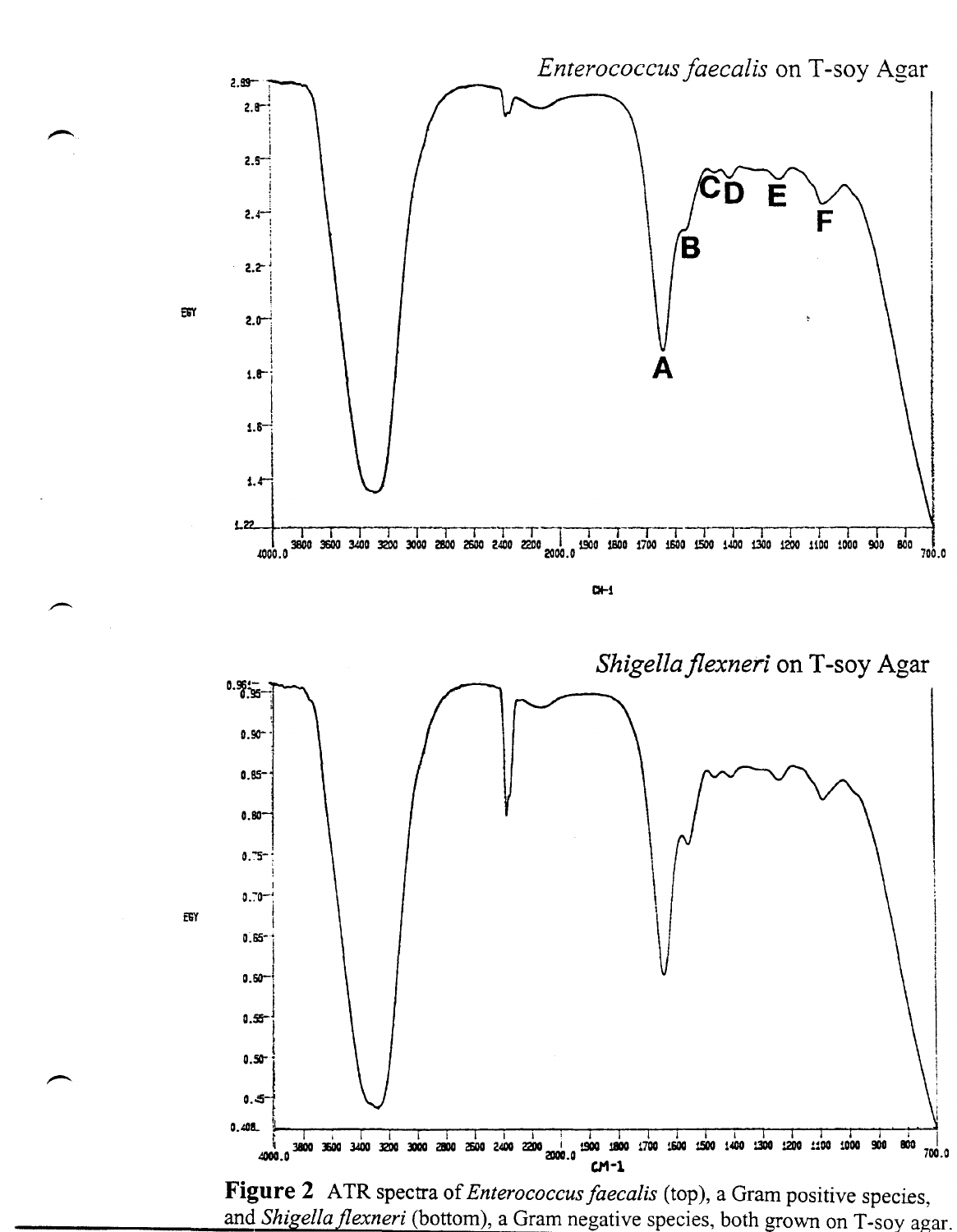**Figure 2** ATR spectra of *Enterococcus faecalis* (top), a Gram positive species, and *Shigella flexneri* (bottom), a Gram negative species, both grown on T-soy agar.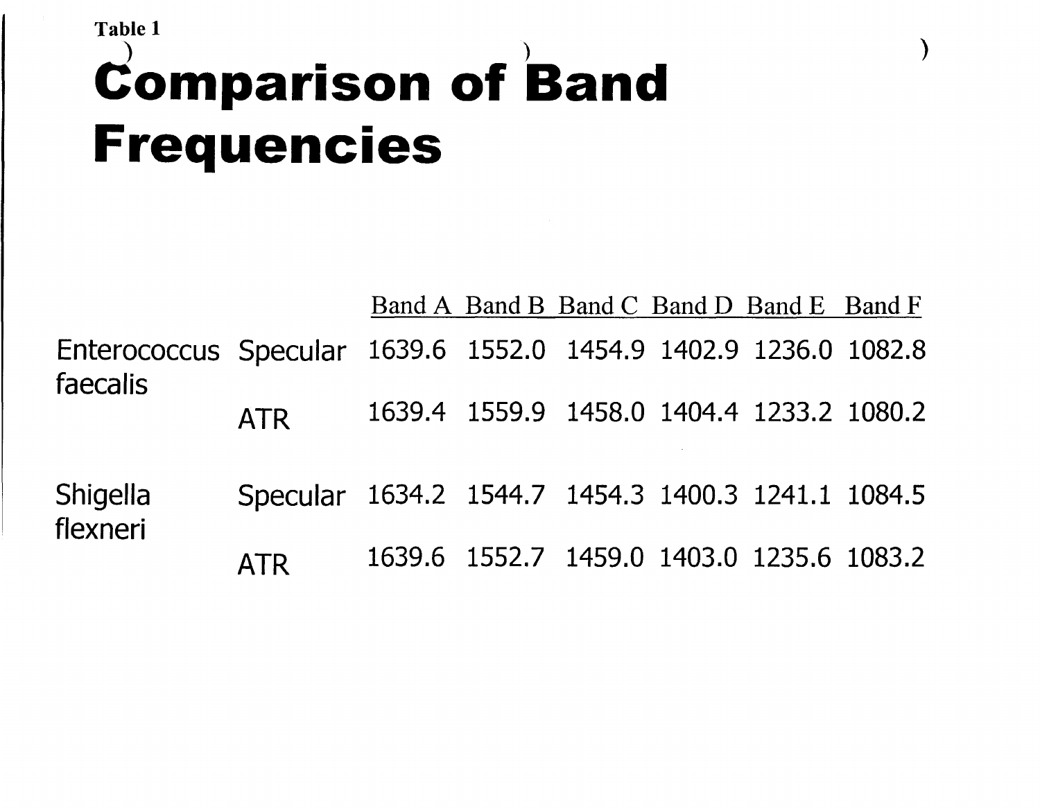Table 1

# Comparison of Band Frequencies

| | | Band A | Band B | Band C | Band D | Band E | Band F |
|---|---|---|---|---|---|---|---|
| Enterococcus faecalis | Specular | 1639.6 | 1552.0 | 1454.9 | 1402.9 | 1236.0 | 1082.8 |
| | ATR | 1639.4 | 1559.9 | 1458.0 | 1404.4 | 1233.2 | 1080.2 |
| Shigella flexneri | Specular | 1634.2 | 1544.7 | 1454.3 | 1400.3 | 1241.1 | 1084.5 |
| | ATR | 1639.6 | 1552.7 | 1459.0 | 1403.0 | 1235.6 | 1083.2 |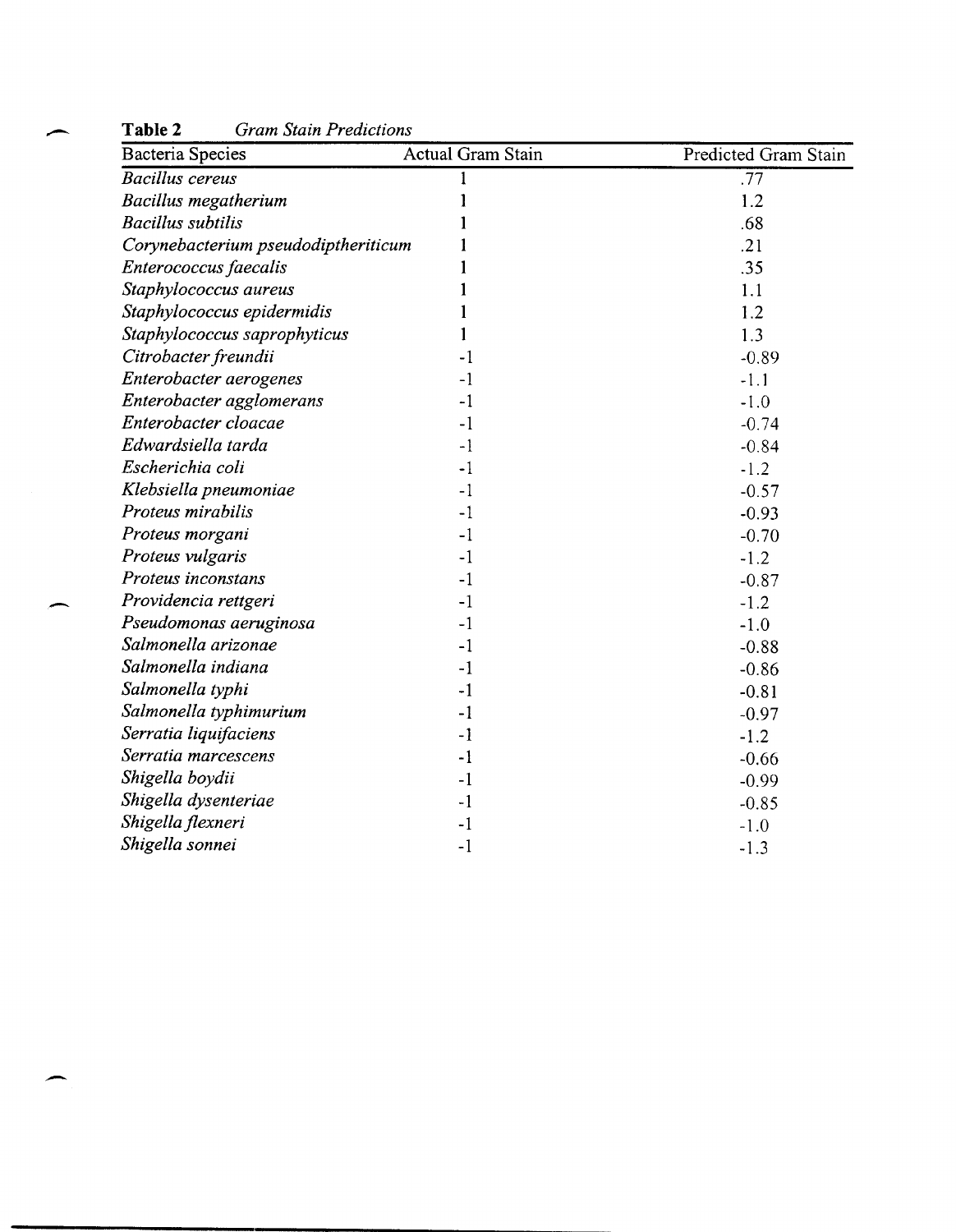**Table 2** *Gram Stain Predictions*

| Bacteria Species | Actual Gram Stain | Predicted Gram Stain |
|---|---|---|
| *Bacillus cereus* | 1 | .77 |
| *Bacillus megatherium* | 1 | 1.2 |
| *Bacillus subtilis* | 1 | .68 |
| *Corynebacterium pseudodiptheriticum* | 1 | .21 |
| *Enterococcus faecalis* | 1 | .35 |
| *Staphylococcus aureus* | 1 | 1.1 |
| *Staphylococcus epidermidis* | 1 | 1.2 |
| *Staphylococcus saprophyticus* | 1 | 1.3 |
| *Citrobacter freundii* | -1 | -0.89 |
| *Enterobacter aerogenes* | -1 | -1.1 |
| *Enterobacter agglomerans* | -1 | -1.0 |
| *Enterobacter cloacae* | -1 | -0.74 |
| *Edwardsiella tarda* | -1 | -0.84 |
| *Escherichia coli* | -1 | -1.2 |
| *Klebsiella pneumoniae* | -1 | -0.57 |
| *Proteus mirabilis* | -1 | -0.93 |
| *Proteus morgani* | -1 | -0.70 |
| *Proteus vulgaris* | -1 | -1.2 |
| *Proteus inconstans* | -1 | -0.87 |
| *Providencia rettgeri* | -1 | -1.2 |
| *Pseudomonas aeruginosa* | -1 | -1.0 |
| *Salmonella arizonae* | -1 | -0.88 |
| *Salmonella indiana* | -1 | -0.86 |
| *Salmonella typhi* | -1 | -0.81 |
| *Salmonella typhimurium* | -1 | -0.97 |
| *Serratia liquifaciens* | -1 | -1.2 |
| *Serratia marcescens* | -1 | -0.66 |
| *Shigella boydii* | -1 | -0.99 |
| *Shigella dysenteriae* | -1 | -0.85 |
| *Shigella flexneri* | -1 | -1.0 |
| *Shigella sonnei* | -1 | -1.3 |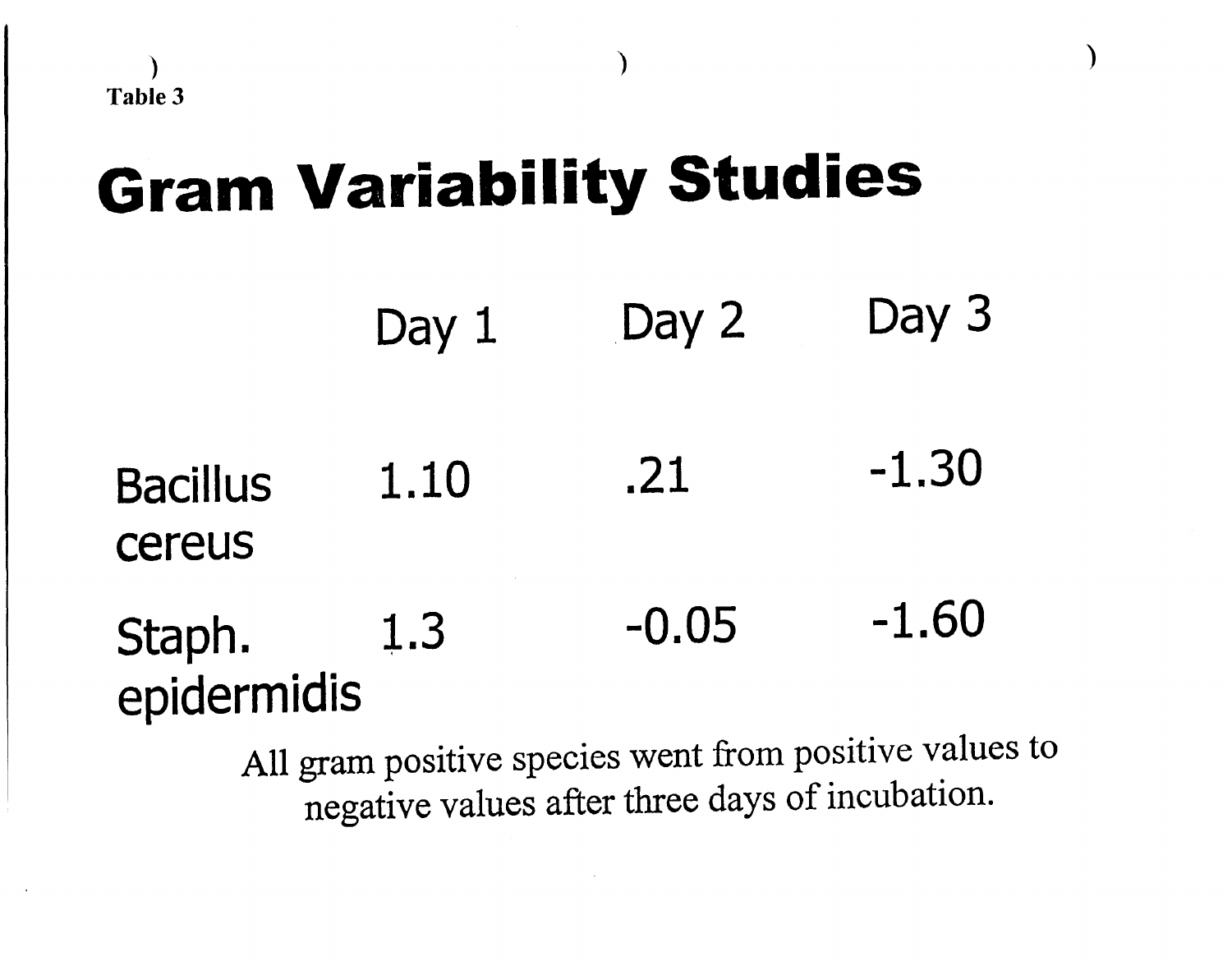Table 3

# Gram Variability Studies

| | Day 1 | Day 2 | Day 3 |
|---|---|---|---|
| Bacillus cereus | 1.10 | .21 | -1.30 |
| Staph. epidermidis | 1.3 | -0.05 | -1.60 |

All gram positive species went from positive values to negative values after three days of incubation.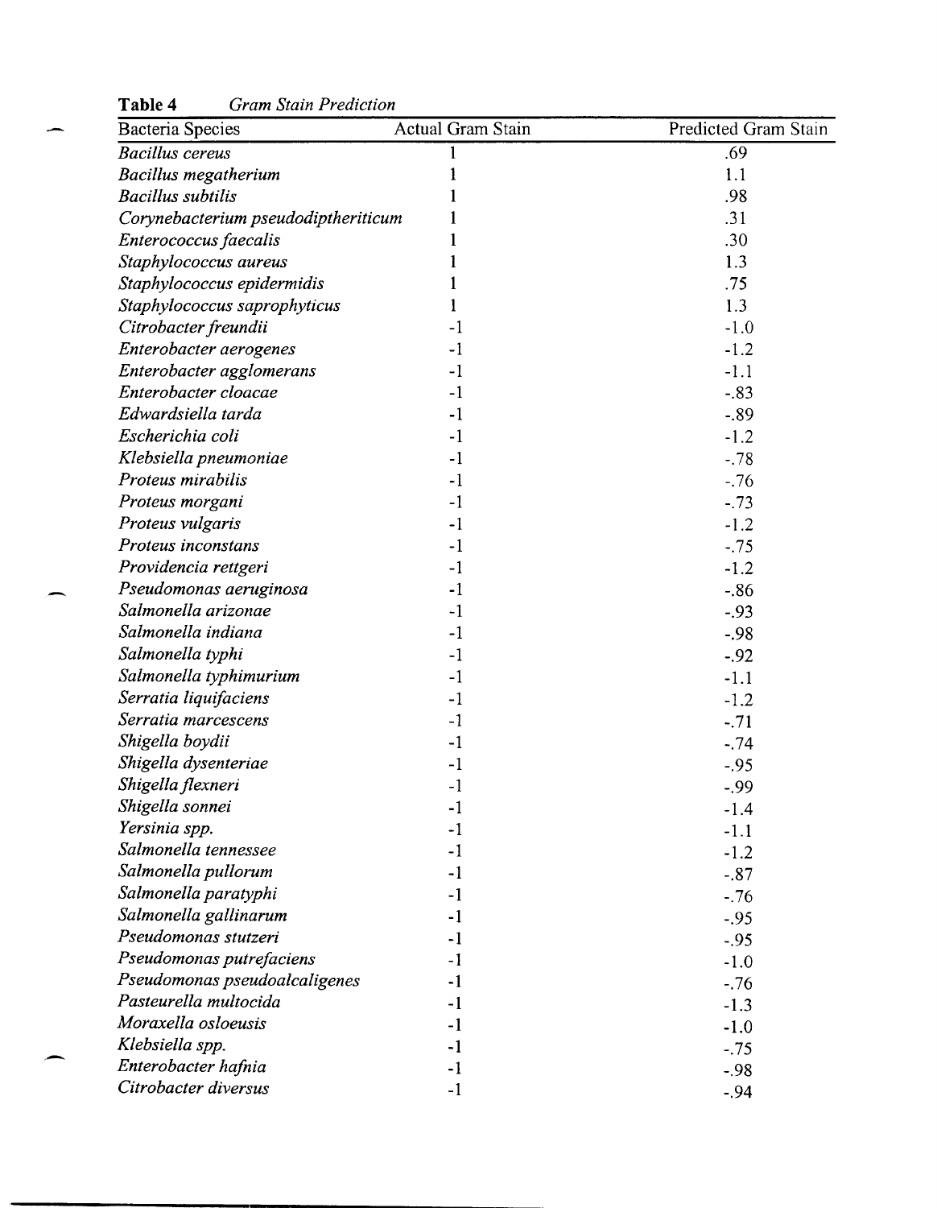**Table 4** *Gram Stain Prediction*

| Bacteria Species | Actual Gram Stain | Predicted Gram Stain |
|---|---|---|
| *Bacillus cereus* | 1 | .69 |
| *Bacillus megatherium* | 1 | 1.1 |
| *Bacillus subtilis* | 1 | .98 |
| *Corynebacterium pseudodiptheriticum* | 1 | .31 |
| *Enterococcus faecalis* | 1 | .30 |
| *Staphylococcus aureus* | 1 | 1.3 |
| *Staphylococcus epidermidis* | 1 | .75 |
| *Staphylococcus saprophyticus* | 1 | 1.3 |
| *Citrobacter freundii* | -1 | -1.0 |
| *Enterobacter aerogenes* | -1 | -1.2 |
| *Enterobacter agglomerans* | -1 | -1.1 |
| *Enterobacter cloacae* | -1 | -.83 |
| *Edwardsiella tarda* | -1 | -.89 |
| *Escherichia coli* | -1 | -1.2 |
| *Klebsiella pneumoniae* | -1 | -.78 |
| *Proteus mirabilis* | -1 | -.76 |
| *Proteus morgani* | -1 | -.73 |
| *Proteus vulgaris* | -1 | -1.2 |
| *Proteus inconstans* | -1 | -.75 |
| *Providencia rettgeri* | -1 | -1.2 |
| *Pseudomonas aeruginosa* | -1 | -.86 |
| *Salmonella arizonae* | -1 | -.93 |
| *Salmonella indiana* | -1 | -.98 |
| *Salmonella typhi* | -1 | -.92 |
| *Salmonella typhimurium* | -1 | -1.1 |
| *Serratia liquifaciens* | -1 | -1.2 |
| *Serratia marcescens* | -1 | -.71 |
| *Shigella boydii* | -1 | -.74 |
| *Shigella dysenteriae* | -1 | -.95 |
| *Shigella flexneri* | -1 | -.99 |
| *Shigella sonnei* | -1 | -1.4 |
| *Yersinia spp.* | -1 | -1.1 |
| *Salmonella tennessee* | -1 | -1.2 |
| *Salmonella pullorum* | -1 | -.87 |
| *Salmonella paratyphi* | -1 | -.76 |
| *Salmonella gallinarum* | -1 | -.95 |
| *Pseudomonas stutzeri* | -1 | -.95 |
| *Pseudomonas putrefaciens* | -1 | -1.0 |
| *Pseudomonas pseudoalcaligenes* | -1 | -.76 |
| *Pasteurella multocida* | -1 | -1.3 |
| *Moraxella osloeusis* | -1 | -1.0 |
| *Klebsiella spp.* | -1 | -.75 |
| *Enterobacter hafnia* | -1 | -.98 |
| *Citrobacter diversus* | -1 | -.94 |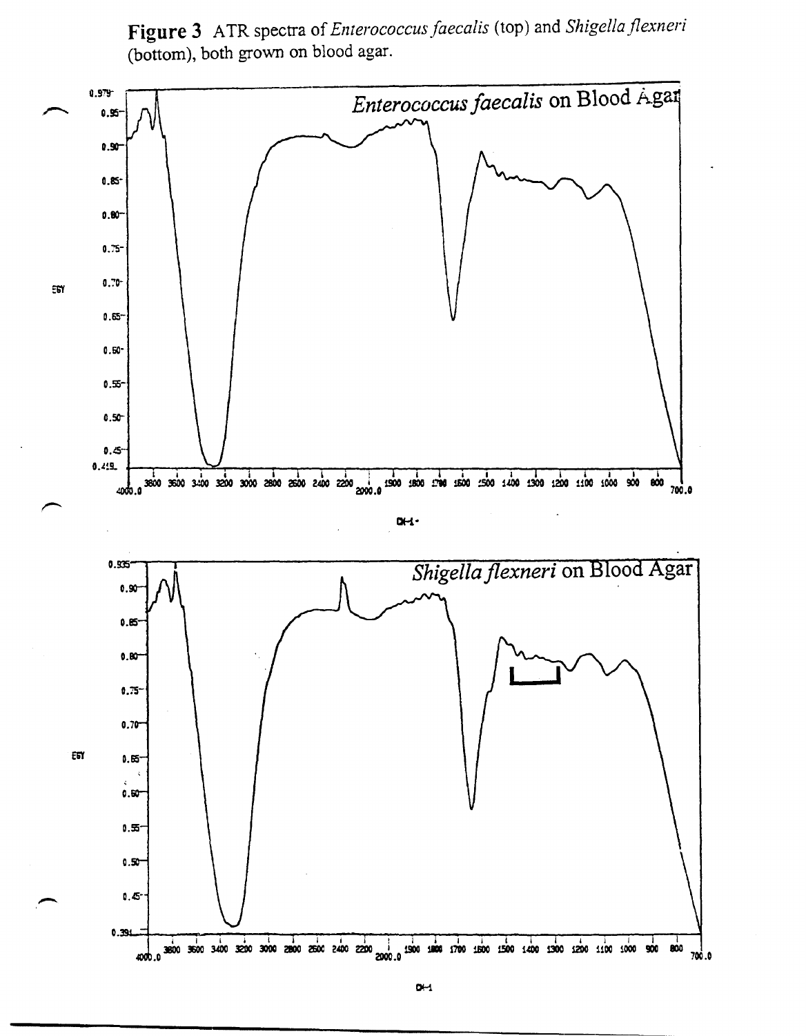**Figure 3** ATR spectra of *Enterococcus faecalis* (top) and *Shigella flexneri* (bottom), both grown on blood agar.

*Enterococcus faecalis* on Blood Agar

0.979
0.95
0.90
0.85
0.80
0.75
0.70
0.65
0.60
0.55
0.50
0.45
0.419

EGY

4000.0 3800 3600 3400 3200 3000 2800 2600 2400 2200 2000.0 1900 1800 1700 1600 1500 1400 1300 1200 1100 1000 900 800 700.0

CM-1

*Shigella flexneri* on Blood Agar

0.935
0.90
0.85
0.80
0.75
0.70
0.65
0.60
0.55
0.50
0.45
0.391

EGY

4000.0 3800 3600 3400 3200 3000 2800 2600 2400 2200 2000.0 1900 1800 1700 1600 1500 1400 1300 1200 1100 1000 900 800 700.0

CM-1